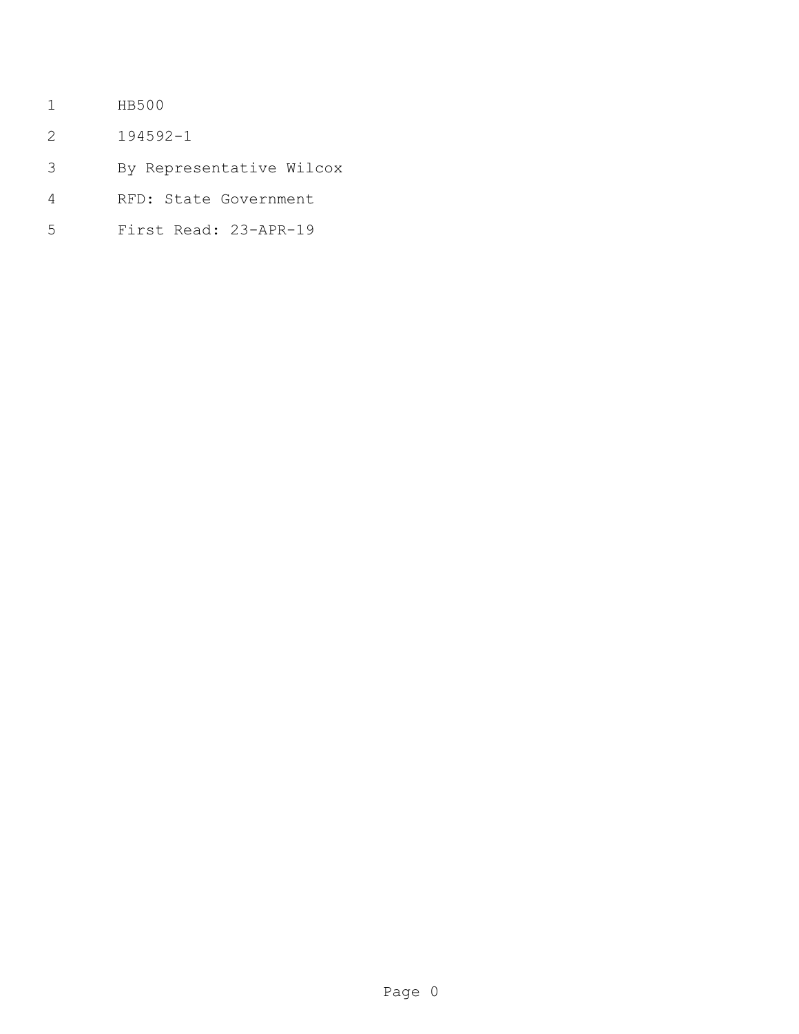HB500

194592-1

By Representative Wilcox

RFD: State Government

First Read: 23-APR-19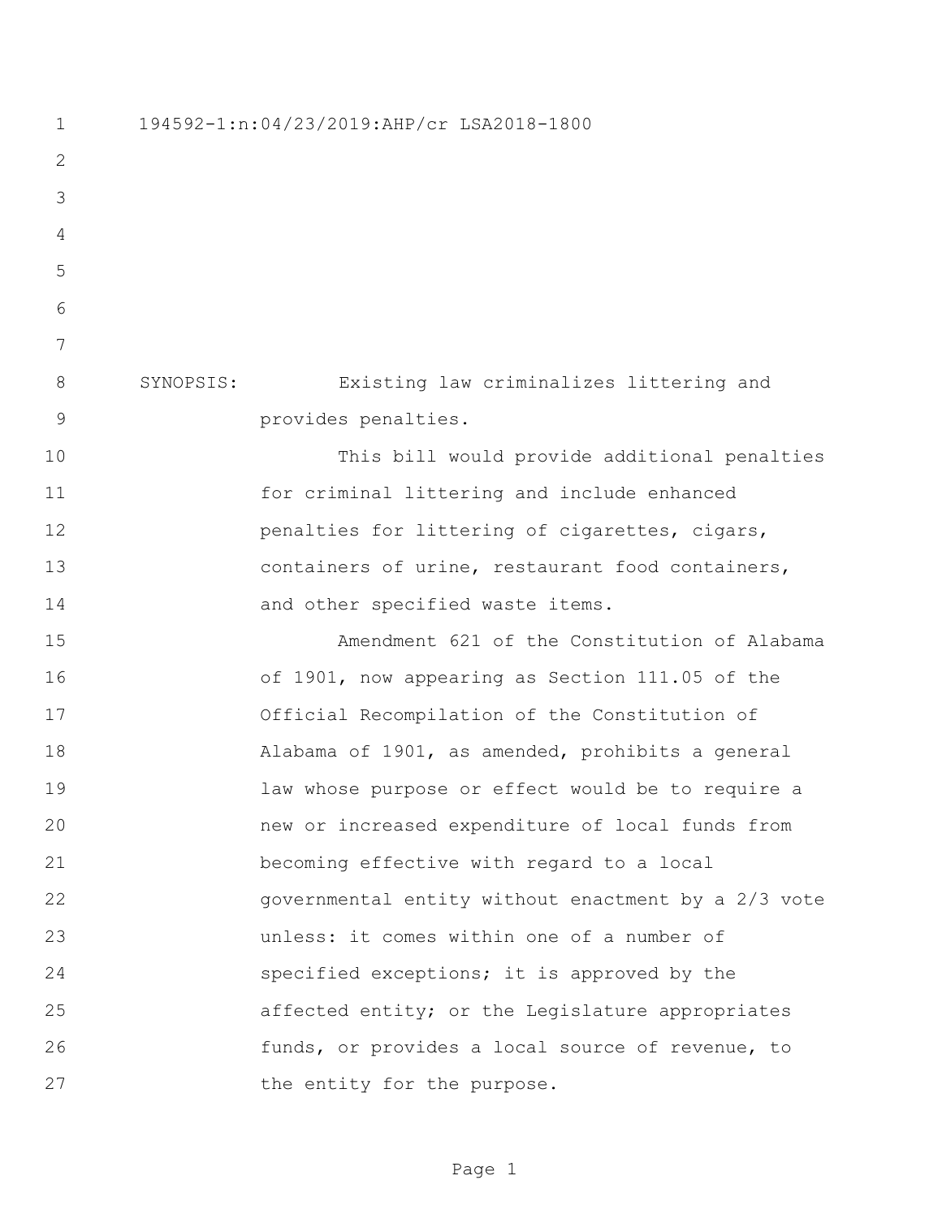194592-1:n:04/23/2019:AHP/cr LSA2018-1800

SYNOPSIS: Existing law criminalizes littering and provides penalties.

This bill would provide additional penalties for criminal littering and include enhanced penalties for littering of cigarettes, cigars, containers of urine, restaurant food containers, and other specified waste items.

Amendment 621 of the Constitution of Alabama of 1901, now appearing as Section 111.05 of the Official Recompilation of the Constitution of Alabama of 1901, as amended, prohibits a general law whose purpose or effect would be to require a new or increased expenditure of local funds from becoming effective with regard to a local governmental entity without enactment by a 2/3 vote unless: it comes within one of a number of specified exceptions; it is approved by the affected entity; or the Legislature appropriates funds, or provides a local source of revenue, to the entity for the purpose.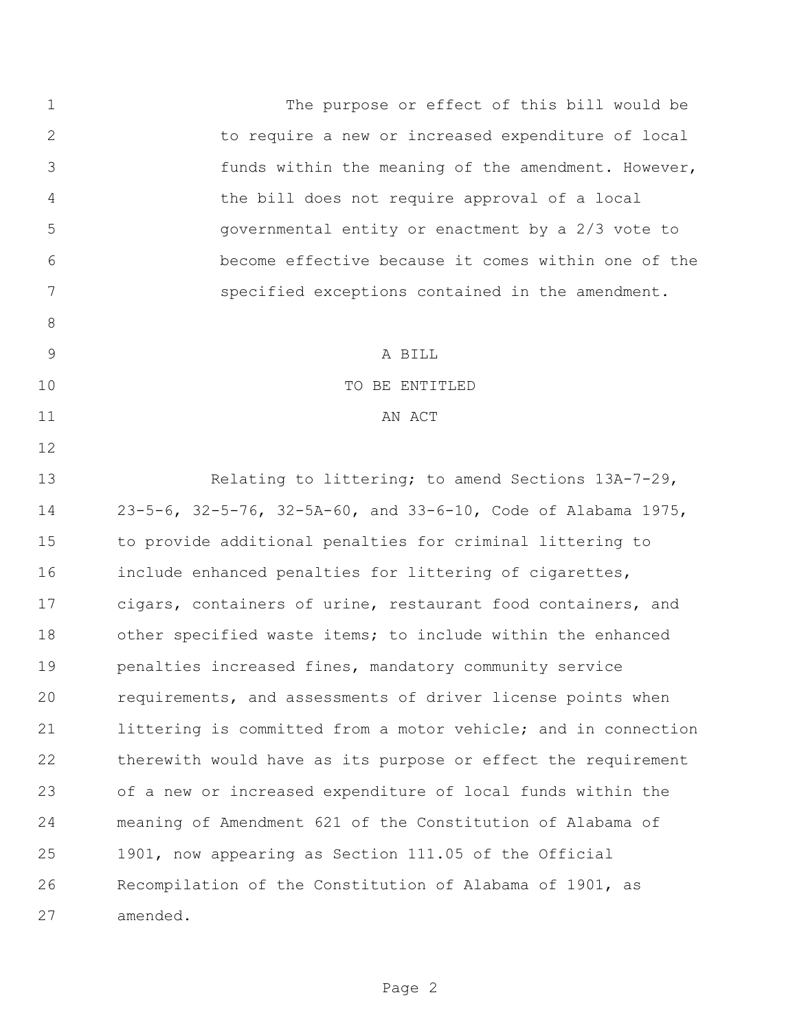The purpose or effect of this bill would be to require a new or increased expenditure of local funds within the meaning of the amendment. However, the bill does not require approval of a local governmental entity or enactment by a 2/3 vote to become effective because it comes within one of the specified exceptions contained in the amendment.

A BILL

TO BE ENTITLED

AN ACT

Relating to littering; to amend Sections 13A-7-29, 23-5-6, 32-5-76, 32-5A-60, and 33-6-10, Code of Alabama 1975, to provide additional penalties for criminal littering to include enhanced penalties for littering of cigarettes, cigars, containers of urine, restaurant food containers, and other specified waste items; to include within the enhanced penalties increased fines, mandatory community service requirements, and assessments of driver license points when littering is committed from a motor vehicle; and in connection therewith would have as its purpose or effect the requirement of a new or increased expenditure of local funds within the meaning of Amendment 621 of the Constitution of Alabama of 1901, now appearing as Section 111.05 of the Official Recompilation of the Constitution of Alabama of 1901, as amended.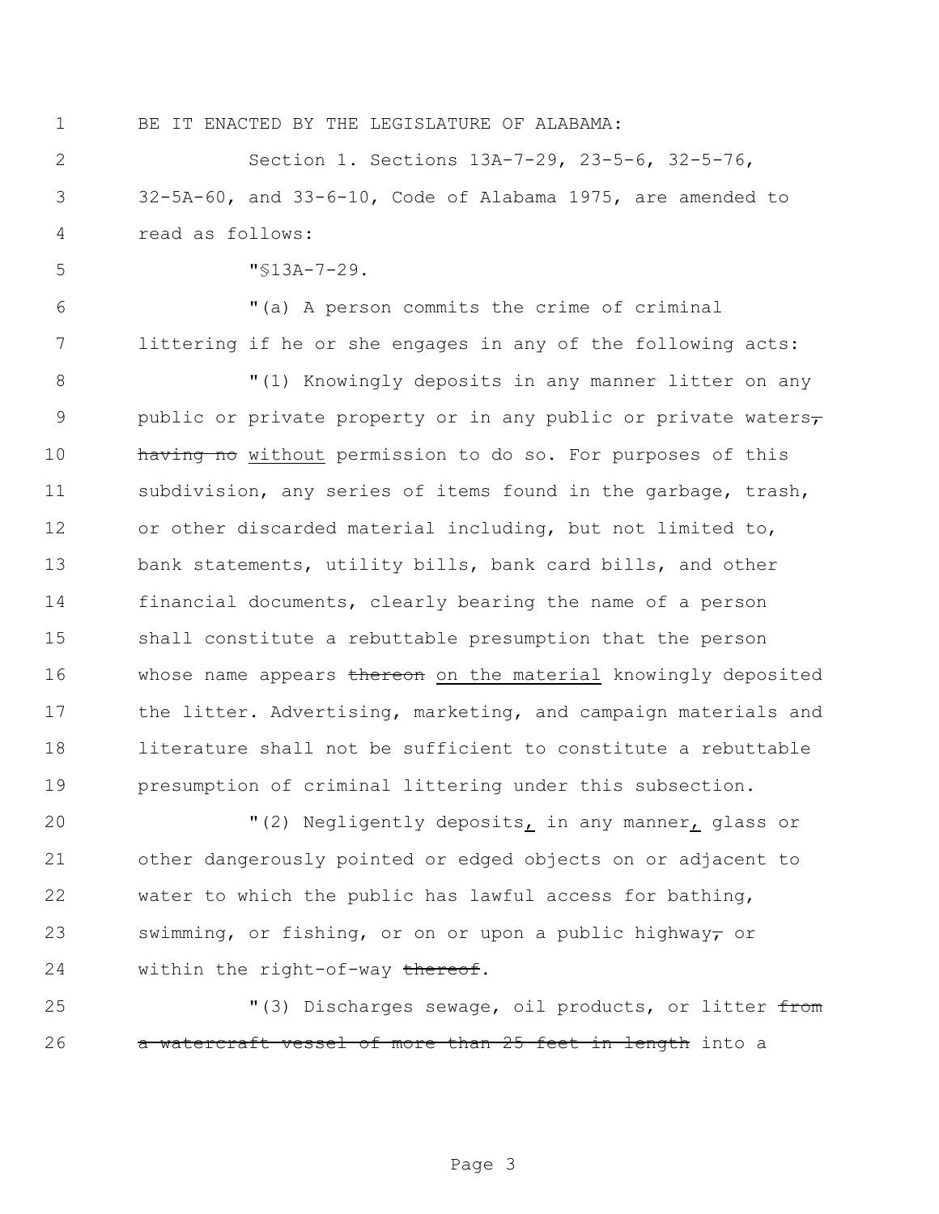BE IT ENACTED BY THE LEGISLATURE OF ALABAMA:

Section 1. Sections 13A-7-29, 23-5-6, 32-5-76, 32-5A-60, and 33-6-10, Code of Alabama 1975, are amended to read as follows:

"§13A-7-29.

"(a) A person commits the crime of criminal littering if he or she engages in any of the following acts:

"(1) Knowingly deposits in any manner litter on any public or private property or in any public or private waters~~,~~ ~~having no~~ <u>without</u> permission to do so. For purposes of this subdivision, any series of items found in the garbage, trash, or other discarded material including, but not limited to, bank statements, utility bills, bank card bills, and other financial documents, clearly bearing the name of a person shall constitute a rebuttable presumption that the person whose name appears ~~thereon~~ <u>on the material</u> knowingly deposited the litter. Advertising, marketing, and campaign materials and literature shall not be sufficient to constitute a rebuttable presumption of criminal littering under this subsection.

"(2) Negligently deposits<u>,</u> in any manner<u>,</u> glass or other dangerously pointed or edged objects on or adjacent to water to which the public has lawful access for bathing, swimming, or fishing, or on or upon a public highway~~,~~ or within the right-of-way ~~thereof~~.

"(3) Discharges sewage, oil products, or litter ~~from a watercraft vessel of more than 25 feet in length~~ into a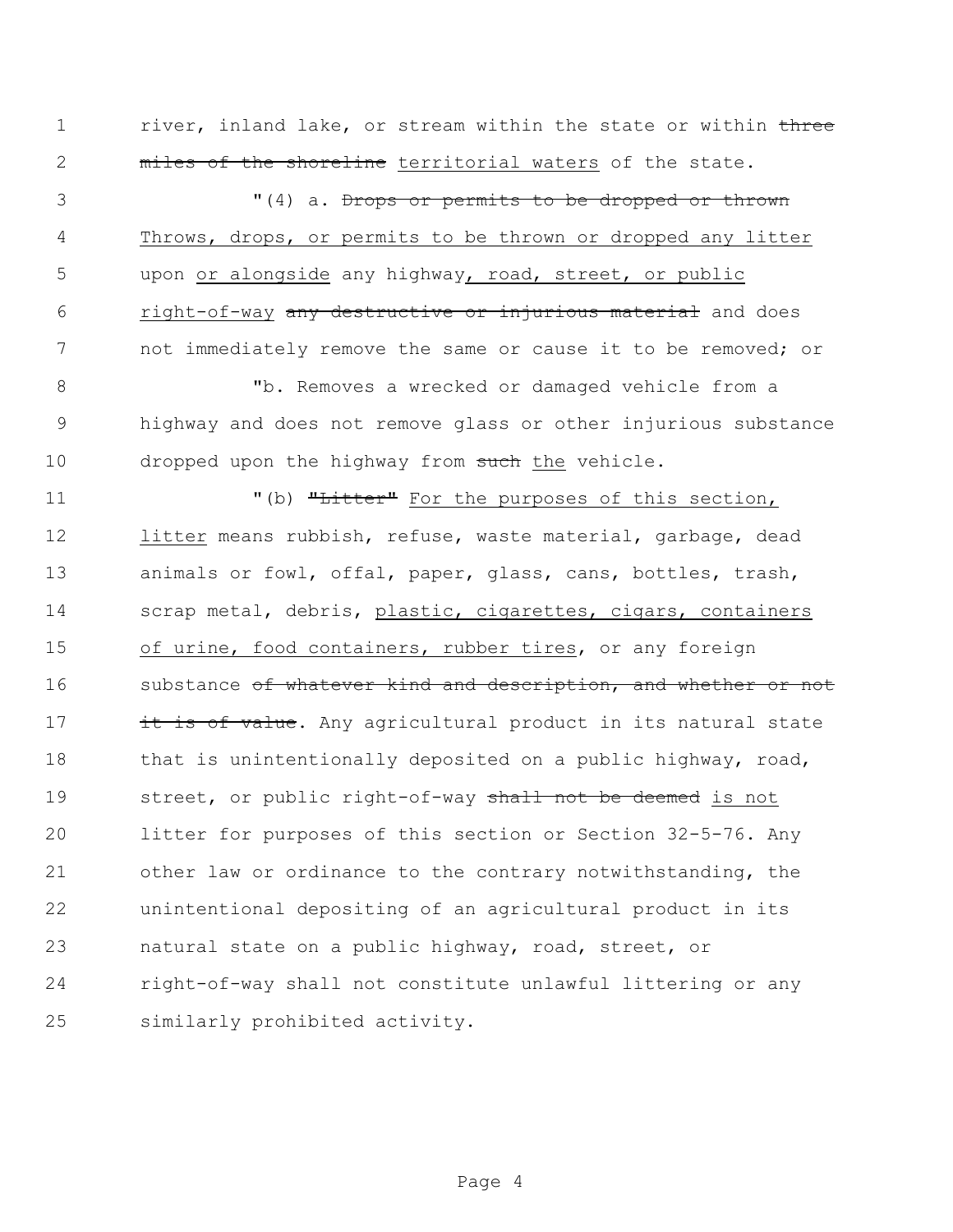river, inland lake, or stream within the state or within ~~three miles of the shoreline~~ territorial waters of the state.

"(4) a. ~~Drops or permits to be dropped or thrown~~ Throws, drops, or permits to be thrown or dropped any litter upon or alongside any highway, road, street, or public right-of-way ~~any destructive or injurious material~~ and does not immediately remove the same or cause it to be removed; or

"b. Removes a wrecked or damaged vehicle from a highway and does not remove glass or other injurious substance dropped upon the highway from ~~such~~ the vehicle.

"(b) ~~"Litter"~~ For the purposes of this section, litter means rubbish, refuse, waste material, garbage, dead animals or fowl, offal, paper, glass, cans, bottles, trash, scrap metal, debris, plastic, cigarettes, cigars, containers of urine, food containers, rubber tires, or any foreign substance ~~of whatever kind and description, and whether or not it is of value~~. Any agricultural product in its natural state that is unintentionally deposited on a public highway, road, street, or public right-of-way ~~shall not be deemed~~ is not litter for purposes of this section or Section 32-5-76. Any other law or ordinance to the contrary notwithstanding, the unintentional depositing of an agricultural product in its natural state on a public highway, road, street, or right-of-way shall not constitute unlawful littering or any similarly prohibited activity.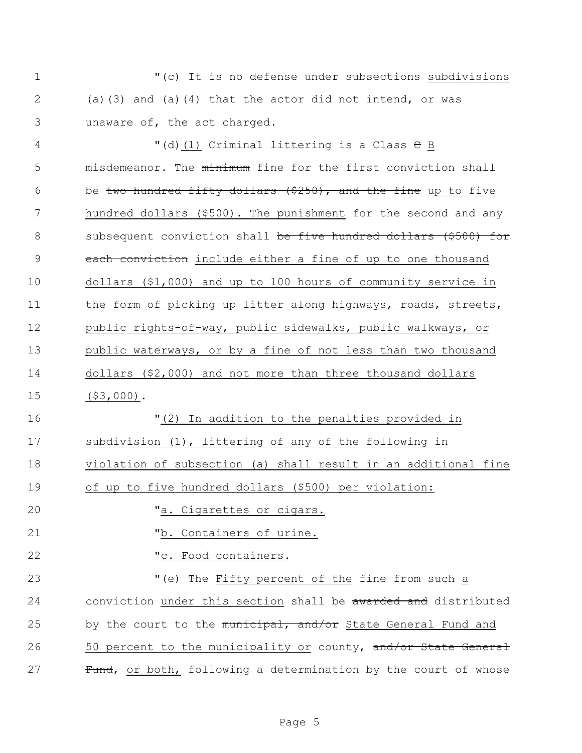"(c) It is no defense under ~~subsections~~ <u>subdivisions</u> (a)(3) and (a)(4) that the actor did not intend, or was unaware of, the act charged.

"(d)<u>(1)</u> Criminal littering is a Class ~~C~~ <u>B</u> misdemeanor. The ~~minimum~~ fine for the first conviction shall be ~~two hundred fifty dollars ($250), and the fine~~ <u>up to five hundred dollars ($500). The punishment</u> for the second and any subsequent conviction shall ~~be five hundred dollars ($500) for each conviction~~ <u>include either a fine of up to one thousand dollars ($1,000) and up to 100 hours of community service in the form of picking up litter along highways, roads, streets, public rights-of-way, public sidewalks, public walkways, or public waterways, or by a fine of not less than two thousand dollars ($2,000) and not more than three thousand dollars ($3,000)</u>.

"<u>(2) In addition to the penalties provided in subdivision (1), littering of any of the following in violation of subsection (a) shall result in an additional fine of up to five hundred dollars ($500) per violation:</u>

"<u>a. Cigarettes or cigars.</u>

"<u>b. Containers of urine.</u>

"<u>c. Food containers.</u>

"(e) ~~The~~ <u>Fifty percent of the</u> fine from ~~such~~ <u>a</u> conviction <u>under this section</u> shall be ~~awarded and~~ distributed by the court to the ~~municipal, and/or~~ <u>State General Fund and 50 percent to the municipality or</u> county, ~~and/or State General Fund~~, <u>or both,</u> following a determination by the court of whose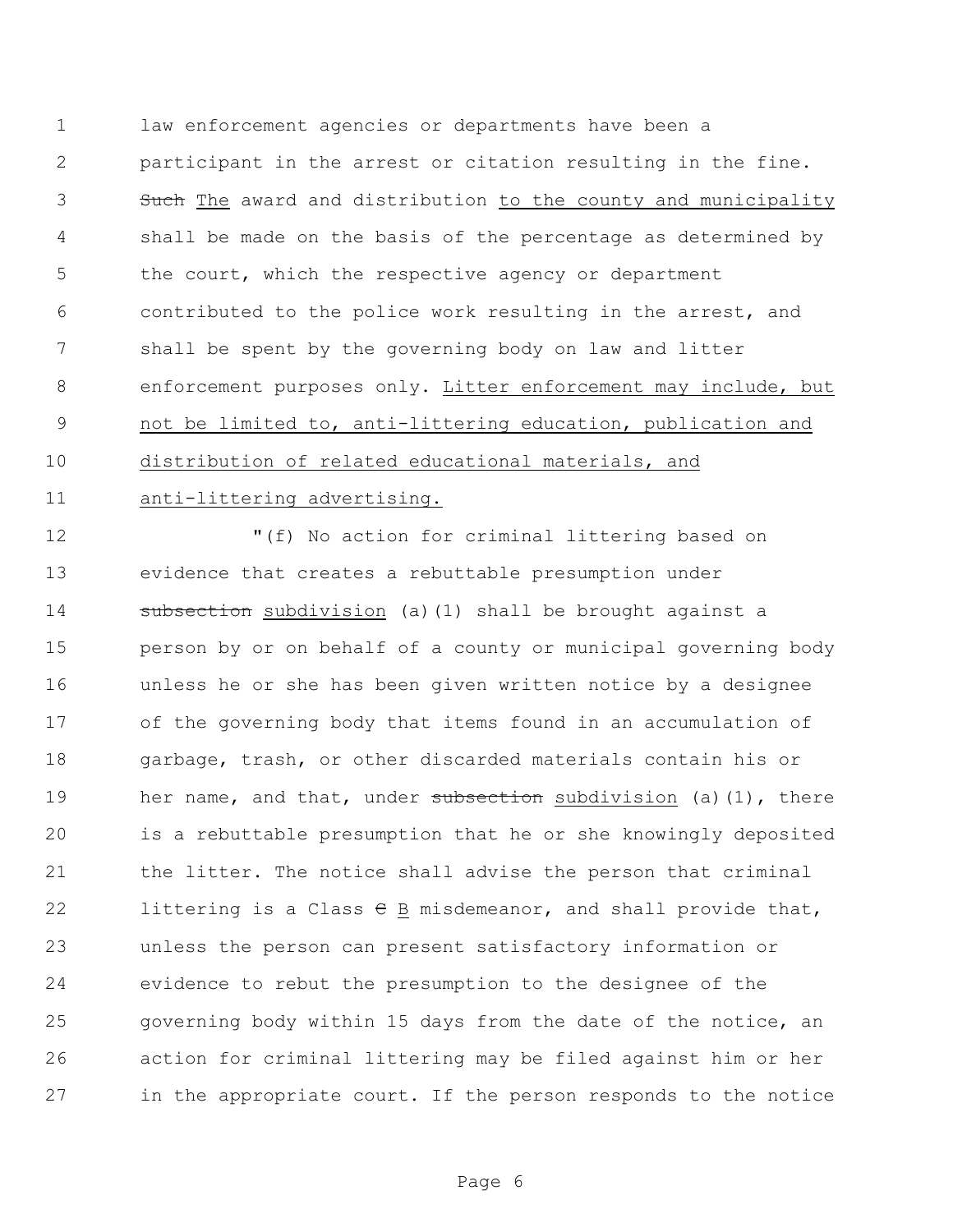law enforcement agencies or departments have been a participant in the arrest or citation resulting in the fine. ~~Such~~ <u>The</u> award and distribution <u>to the county and municipality</u> shall be made on the basis of the percentage as determined by the court, which the respective agency or department contributed to the police work resulting in the arrest, and shall be spent by the governing body on law and litter enforcement purposes only. <u>Litter enforcement may include, but not be limited to, anti-littering education, publication and distribution of related educational materials, and anti-littering advertising.</u>

"(f) No action for criminal littering based on evidence that creates a rebuttable presumption under ~~subsection~~ <u>subdivision</u> (a)(1) shall be brought against a person by or on behalf of a county or municipal governing body unless he or she has been given written notice by a designee of the governing body that items found in an accumulation of garbage, trash, or other discarded materials contain his or her name, and that, under ~~subsection~~ <u>subdivision</u> (a)(1), there is a rebuttable presumption that he or she knowingly deposited the litter. The notice shall advise the person that criminal littering is a Class ~~C~~ <u>B</u> misdemeanor, and shall provide that, unless the person can present satisfactory information or evidence to rebut the presumption to the designee of the governing body within 15 days from the date of the notice, an action for criminal littering may be filed against him or her in the appropriate court. If the person responds to the notice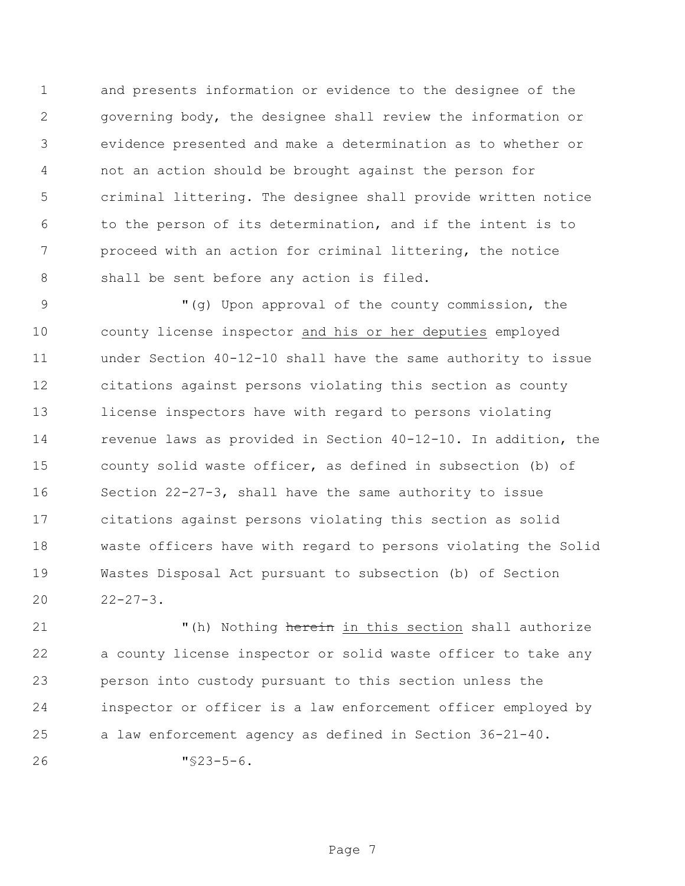and presents information or evidence to the designee of the governing body, the designee shall review the information or evidence presented and make a determination as to whether or not an action should be brought against the person for criminal littering. The designee shall provide written notice to the person of its determination, and if the intent is to proceed with an action for criminal littering, the notice shall be sent before any action is filed.

"(g) Upon approval of the county commission, the county license inspector <u>and his or her deputies</u> employed under Section 40-12-10 shall have the same authority to issue citations against persons violating this section as county license inspectors have with regard to persons violating revenue laws as provided in Section 40-12-10. In addition, the county solid waste officer, as defined in subsection (b) of Section 22-27-3, shall have the same authority to issue citations against persons violating this section as solid waste officers have with regard to persons violating the Solid Wastes Disposal Act pursuant to subsection (b) of Section 22-27-3.

"(h) Nothing ~~herein~~ <u>in this section</u> shall authorize a county license inspector or solid waste officer to take any person into custody pursuant to this section unless the inspector or officer is a law enforcement officer employed by a law enforcement agency as defined in Section 36-21-40.

"§23-5-6.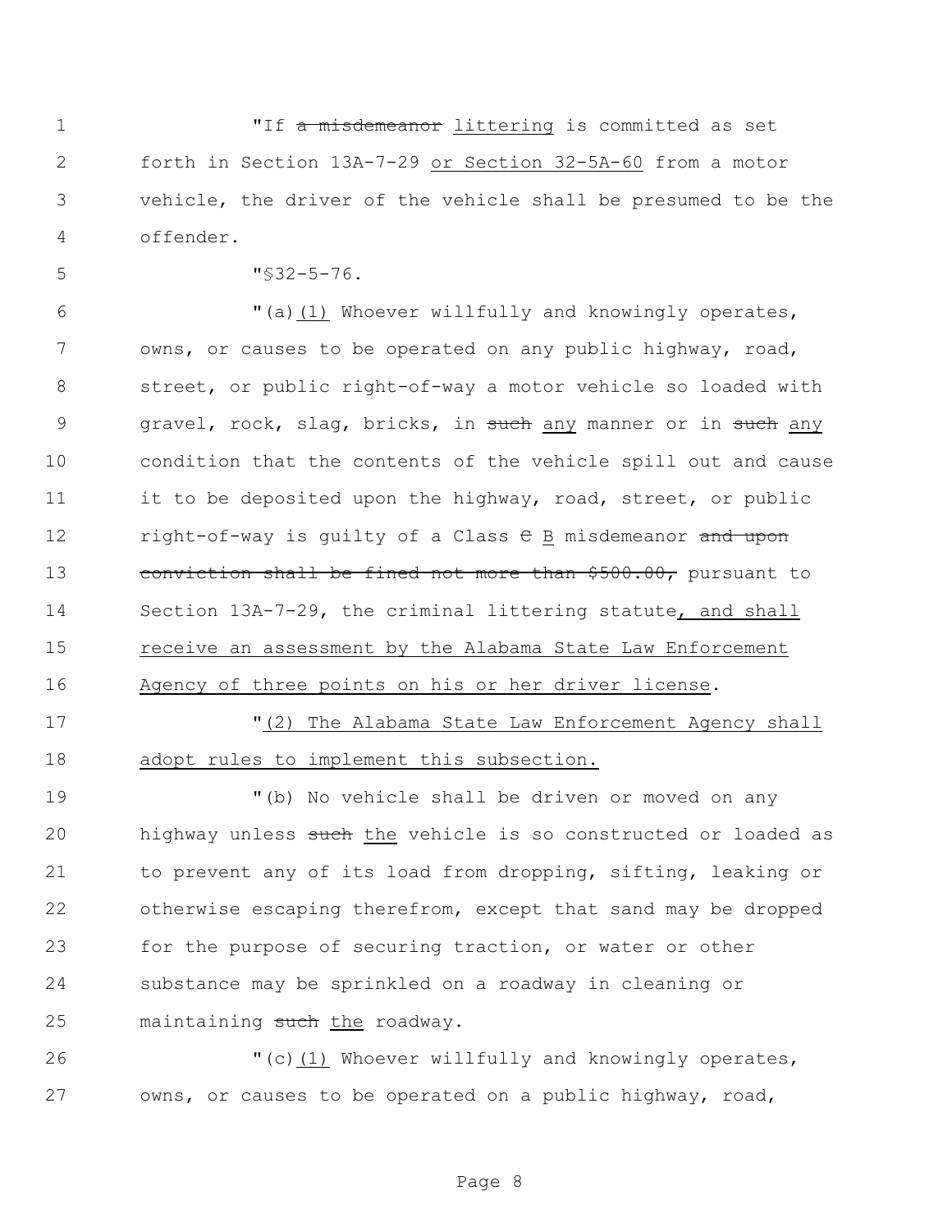"If ~~a misdemeanor~~ <u>littering</u> is committed as set forth in Section 13A-7-29 <u>or Section 32-5A-60</u> from a motor vehicle, the driver of the vehicle shall be presumed to be the offender.

"§32-5-76.

"(a)<u>(1)</u> Whoever willfully and knowingly operates, owns, or causes to be operated on any public highway, road, street, or public right-of-way a motor vehicle so loaded with gravel, rock, slag, bricks, in ~~such~~ <u>any</u> manner or in ~~such~~ <u>any</u> condition that the contents of the vehicle spill out and cause it to be deposited upon the highway, road, street, or public right-of-way is guilty of a Class ~~C~~ <u>B</u> misdemeanor ~~and upon conviction shall be fined not more than $500.00,~~ pursuant to Section 13A-7-29, the criminal littering statute<u>, and shall receive an assessment by the Alabama State Law Enforcement Agency of three points on his or her driver license</u>.

"<u>(2) The Alabama State Law Enforcement Agency shall adopt rules to implement this subsection.</u>

"(b) No vehicle shall be driven or moved on any highway unless ~~such~~ <u>the</u> vehicle is so constructed or loaded as to prevent any of its load from dropping, sifting, leaking or otherwise escaping therefrom, except that sand may be dropped for the purpose of securing traction, or water or other substance may be sprinkled on a roadway in cleaning or maintaining ~~such~~ <u>the</u> roadway.

"(c)<u>(1)</u> Whoever willfully and knowingly operates, owns, or causes to be operated on a public highway, road,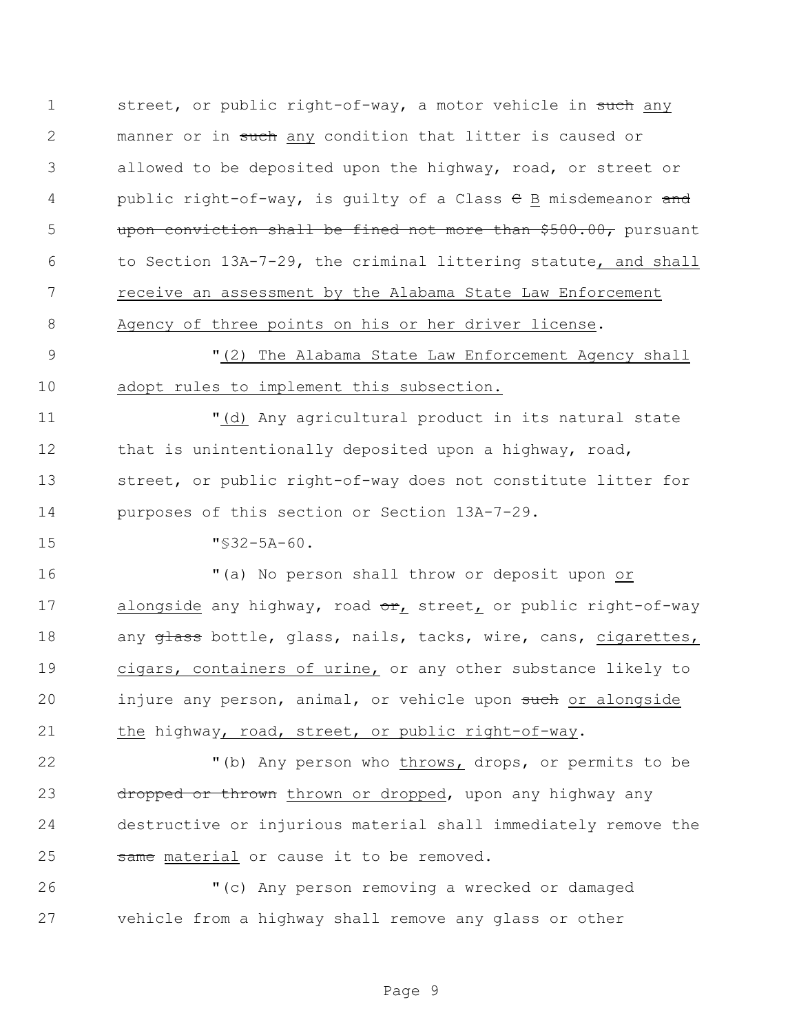street, or public right-of-way, a motor vehicle in ~~such~~ any manner or in ~~such~~ any condition that litter is caused or allowed to be deposited upon the highway, road, or street or public right-of-way, is guilty of a Class ~~C~~ B misdemeanor ~~and upon conviction shall be fined not more than $500.00,~~ pursuant to Section 13A-7-29, the criminal littering statute, and shall receive an assessment by the Alabama State Law Enforcement Agency of three points on his or her driver license.

"(2) The Alabama State Law Enforcement Agency shall adopt rules to implement this subsection.

"(d) Any agricultural product in its natural state that is unintentionally deposited upon a highway, road, street, or public right-of-way does not constitute litter for purposes of this section or Section 13A-7-29.

"§32-5A-60.

"(a) No person shall throw or deposit upon or alongside any highway, road ~~or~~, street, or public right-of-way any ~~glass~~ bottle, glass, nails, tacks, wire, cans, cigarettes, cigars, containers of urine, or any other substance likely to injure any person, animal, or vehicle upon ~~such~~ or alongside the highway, road, street, or public right-of-way.

"(b) Any person who throws, drops, or permits to be ~~dropped or thrown~~ thrown or dropped, upon any highway any destructive or injurious material shall immediately remove the ~~same~~ material or cause it to be removed.

"(c) Any person removing a wrecked or damaged vehicle from a highway shall remove any glass or other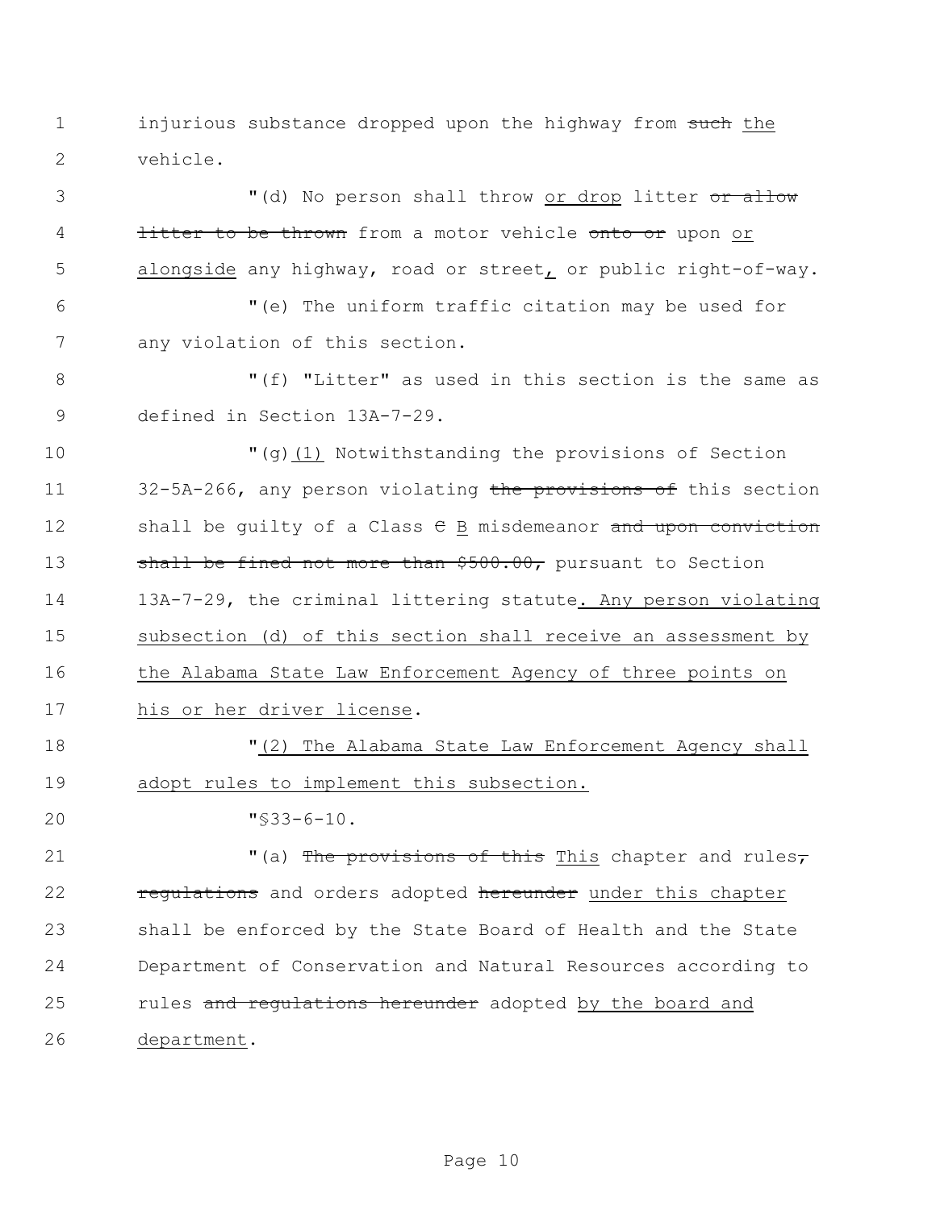injurious substance dropped upon the highway from ~~such~~ the vehicle.

"(d) No person shall throw or drop litter ~~or allow litter to be thrown~~ from a motor vehicle ~~onto or~~ upon or alongside any highway, road or street, or public right-of-way.

"(e) The uniform traffic citation may be used for any violation of this section.

"(f) "Litter" as used in this section is the same as defined in Section 13A-7-29.

"(g)(1) Notwithstanding the provisions of Section 32-5A-266, any person violating ~~the provisions of~~ this section shall be guilty of a Class ~~C~~ B misdemeanor ~~and upon conviction shall be fined not more than $500.00,~~ pursuant to Section 13A-7-29, the criminal littering statute. Any person violating subsection (d) of this section shall receive an assessment by the Alabama State Law Enforcement Agency of three points on his or her driver license.

"(2) The Alabama State Law Enforcement Agency shall adopt rules to implement this subsection.

"§33-6-10.

"(a) ~~The provisions of this~~ This chapter and rules~~,~~ ~~regulations~~ and orders adopted ~~hereunder~~ under this chapter shall be enforced by the State Board of Health and the State Department of Conservation and Natural Resources according to rules ~~and regulations hereunder~~ adopted by the board and department.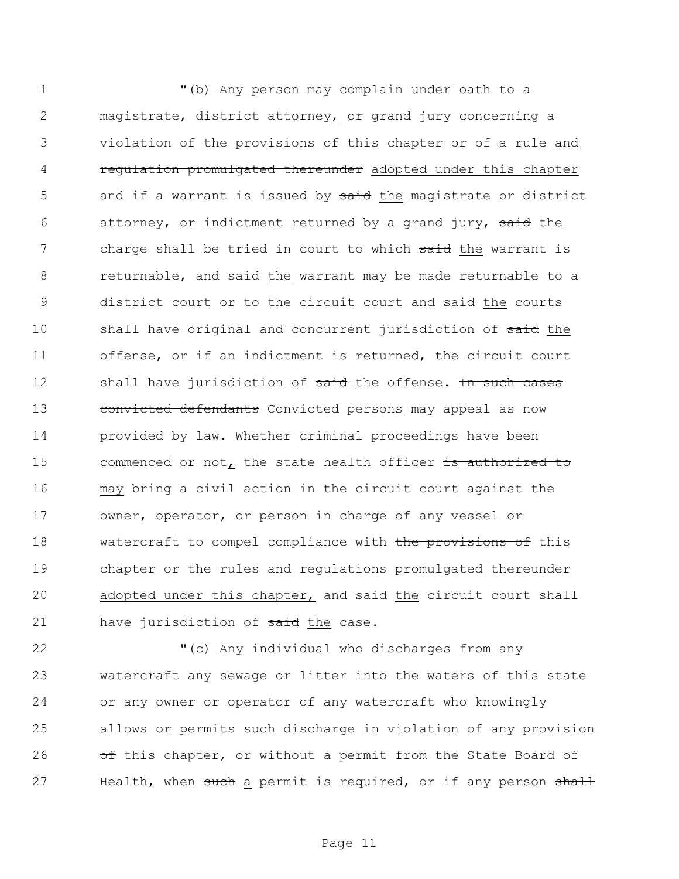"(b) Any person may complain under oath to a magistrate, district attorney, or grand jury concerning a violation of ~~the provisions of~~ this chapter or of a rule ~~and regulation promulgated thereunder~~ adopted under this chapter and if a warrant is issued by ~~said~~ the magistrate or district attorney, or indictment returned by a grand jury, ~~said~~ the charge shall be tried in court to which ~~said~~ the warrant is returnable, and ~~said~~ the warrant may be made returnable to a district court or to the circuit court and ~~said~~ the courts shall have original and concurrent jurisdiction of ~~said~~ the offense, or if an indictment is returned, the circuit court shall have jurisdiction of ~~said~~ the offense. ~~In such cases convicted defendants~~ Convicted persons may appeal as now provided by law. Whether criminal proceedings have been commenced or not, the state health officer ~~is authorized to~~ may bring a civil action in the circuit court against the owner, operator, or person in charge of any vessel or watercraft to compel compliance with ~~the provisions of~~ this chapter or the ~~rules and regulations promulgated thereunder~~ adopted under this chapter, and ~~said~~ the circuit court shall have jurisdiction of ~~said~~ the case.

"(c) Any individual who discharges from any watercraft any sewage or litter into the waters of this state or any owner or operator of any watercraft who knowingly allows or permits ~~such~~ discharge in violation of ~~any provision of~~ this chapter, or without a permit from the State Board of Health, when ~~such~~ a permit is required, or if any person ~~shall~~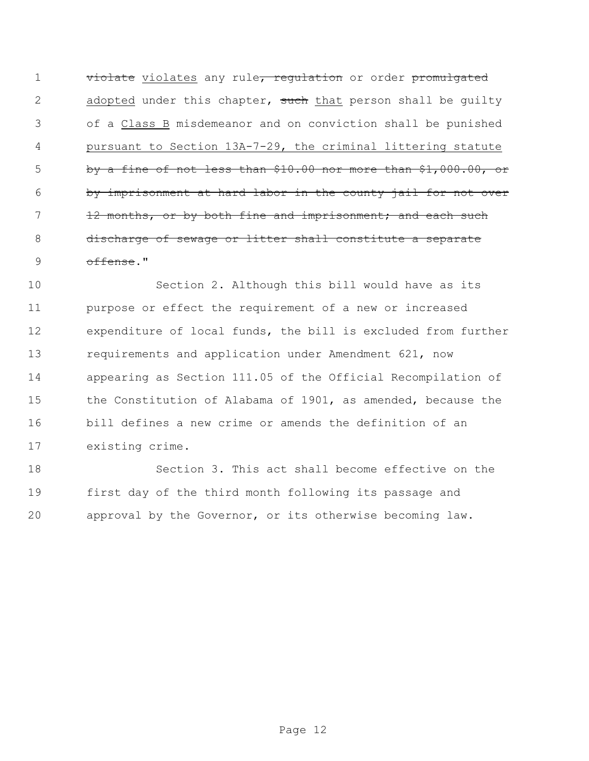~~violate~~ violates any rule~~, regulation~~ or order ~~promulgated~~ adopted under this chapter, ~~such~~ that person shall be guilty of a Class B misdemeanor and on conviction shall be punished pursuant to Section 13A-7-29, the criminal littering statute ~~by a fine of not less than $10.00 nor more than $1,000.00, or by imprisonment at hard labor in the county jail for not over 12 months, or by both fine and imprisonment; and each such discharge of sewage or litter shall constitute a separate offense~~."

Section 2. Although this bill would have as its purpose or effect the requirement of a new or increased expenditure of local funds, the bill is excluded from further requirements and application under Amendment 621, now appearing as Section 111.05 of the Official Recompilation of the Constitution of Alabama of 1901, as amended, because the bill defines a new crime or amends the definition of an existing crime.

Section 3. This act shall become effective on the first day of the third month following its passage and approval by the Governor, or its otherwise becoming law.